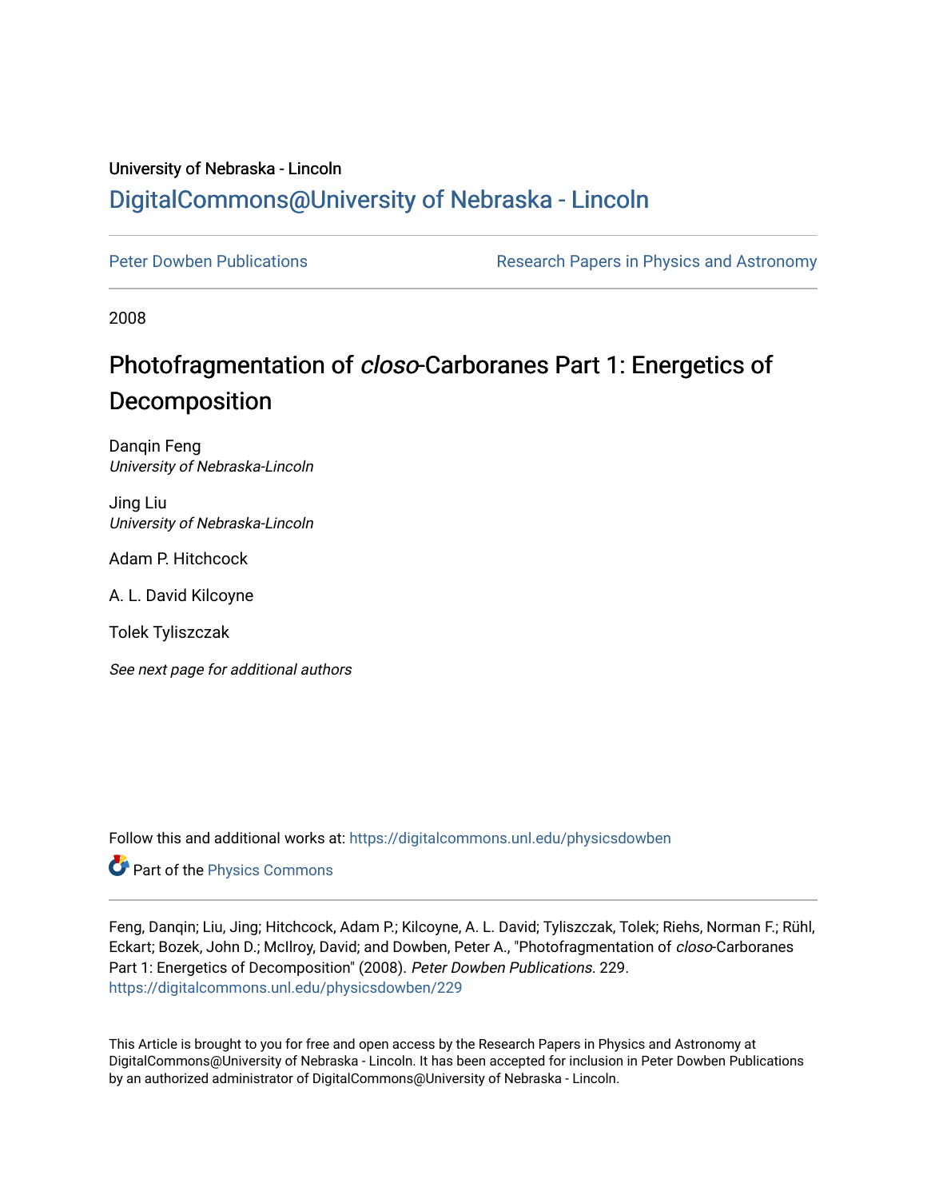University of Nebraska - Lincoln

DigitalCommons@University of Nebraska - Lincoln

Peter Dowben Publications

Research Papers in Physics and Astronomy

2008

# Photofragmentation of *closo*-Carboranes Part 1: Energetics of Decomposition

Danqin Feng
*University of Nebraska-Lincoln*

Jing Liu
*University of Nebraska-Lincoln*

Adam P. Hitchcock

A. L. David Kilcoyne

Tolek Tyliszczak

*See next page for additional authors*

Follow this and additional works at: https://digitalcommons.unl.edu/physicsdowben

Part of the Physics Commons

Feng, Danqin; Liu, Jing; Hitchcock, Adam P.; Kilcoyne, A. L. David; Tyliszczak, Tolek; Riehs, Norman F.; Rühl, Eckart; Bozek, John D.; McIlroy, David; and Dowben, Peter A., "Photofragmentation of *closo*-Carboranes Part 1: Energetics of Decomposition" (2008). *Peter Dowben Publications*. 229.
https://digitalcommons.unl.edu/physicsdowben/229

This Article is brought to you for free and open access by the Research Papers in Physics and Astronomy at DigitalCommons@University of Nebraska - Lincoln. It has been accepted for inclusion in Peter Dowben Publications by an authorized administrator of DigitalCommons@University of Nebraska - Lincoln.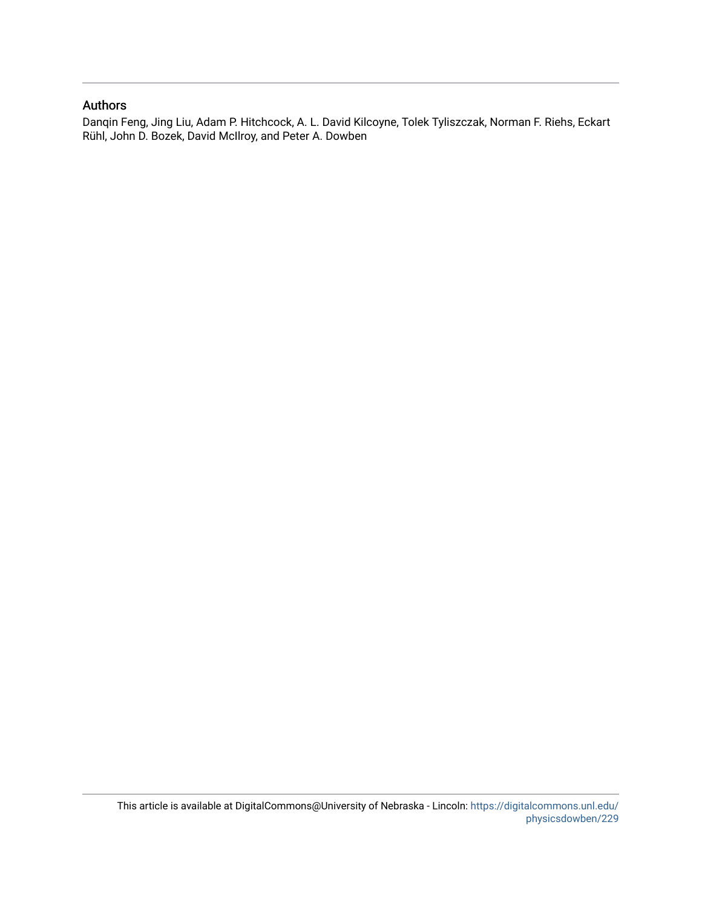## Authors

Danqin Feng, Jing Liu, Adam P. Hitchcock, A. L. David Kilcoyne, Tolek Tyliszczak, Norman F. Riehs, Eckart Rühl, John D. Bozek, David McIlroy, and Peter A. Dowben

This article is available at DigitalCommons@University of Nebraska - Lincoln: https://digitalcommons.unl.edu/physicsdowben/229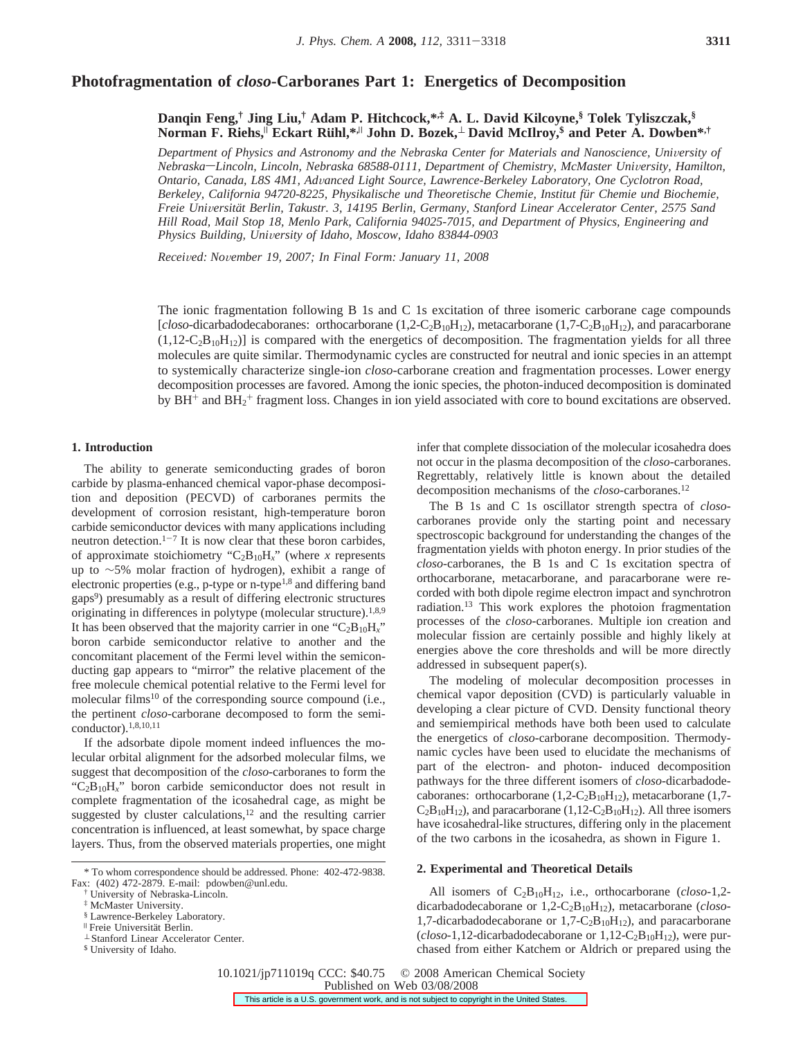# Photofragmentation of *closo*-Carboranes Part 1: Energetics of Decomposition

**Danqin Feng,[†] Jing Liu,[†] Adam P. Hitchcock,*[,‡] A. L. David Kilcoyne,[§] Tolek Tyliszczak,[§] Norman F. Riehs,[‖] Eckart Rühl,*[,‖] John D. Bozek,[⊥] David McIlroy,[$] and Peter A. Dowben*[,†]**

*Department of Physics and Astronomy and the Nebraska Center for Materials and Nanoscience, University of Nebraska—Lincoln, Lincoln, Nebraska 68588-0111, Department of Chemistry, McMaster University, Hamilton, Ontario, Canada, L8S 4M1, Advanced Light Source, Lawrence-Berkeley Laboratory, One Cyclotron Road, Berkeley, California 94720-8225, Physikalische und Theoretische Chemie, Institut für Chemie und Biochemie, Freie Universität Berlin, Takustr. 3, 14195 Berlin, Germany, Stanford Linear Accelerator Center, 2575 Sand Hill Road, Mail Stop 18, Menlo Park, California 94025-7015, and Department of Physics, Engineering and Physics Building, University of Idaho, Moscow, Idaho 83844-0903*

*Received: November 19, 2007; In Final Form: January 11, 2008*

The ionic fragmentation following B 1s and C 1s excitation of three isomeric carborane cage compounds [*closo*-dicarbadodecaboranes: orthocarborane (1,2-$C_2B_{10}H_{12}$), metacarborane (1,7-$C_2B_{10}H_{12}$), and paracarborane (1,12-$C_2B_{10}H_{12}$)] is compared with the energetics of decomposition. The fragmentation yields for all three molecules are quite similar. Thermodynamic cycles are constructed for neutral and ionic species in an attempt to systemically characterize single-ion *closo*-carborane creation and fragmentation processes. Lower energy decomposition processes are favored. Among the ionic species, the photon-induced decomposition is dominated by $BH^+$ and $BH_2^+$ fragment loss. Changes in ion yield associated with core to bound excitations are observed.

## 1. Introduction

The ability to generate semiconducting grades of boron carbide by plasma-enhanced chemical vapor-phase decomposition and deposition (PECVD) of carboranes permits the development of corrosion resistant, high-temperature boron carbide semiconductor devices with many applications including neutron detection.[1−7] It is now clear that these boron carbides, of approximate stoichiometry "$C_2B_{10}H_x$" (where $x$ represents up to ~5% molar fraction of hydrogen), exhibit a range of electronic properties (e.g., p-type or n-type[1,8] and differing band gaps[9]) presumably as a result of differing electronic structures originating in differences in polytype (molecular structure).[1,8,9] It has been observed that the majority carrier in one "$C_2B_{10}H_x$" boron carbide semiconductor relative to another and the concomitant placement of the Fermi level within the semiconducting gap appears to "mirror" the relative placement of the free molecule chemical potential relative to the Fermi level for molecular films[10] of the corresponding source compound (i.e., the pertinent *closo*-carborane decomposed to form the semiconductor).[1,8,10,11]

If the adsorbate dipole moment indeed influences the molecular orbital alignment for the adsorbed molecular films, we suggest that decomposition of the *closo*-carboranes to form the "$C_2B_{10}H_x$" boron carbide semiconductor does not result in complete fragmentation of the icosahedral cage, as might be suggested by cluster calculations,[12] and the resulting carrier concentration is influenced, at least somewhat, by space charge layers. Thus, from the observed materials properties, one might infer that complete dissociation of the molecular icosahedra does not occur in the plasma decomposition of the *closo*-carboranes. Regrettably, relatively little is known about the detailed decomposition mechanisms of the *closo*-carboranes.[12]

The B 1s and C 1s oscillator strength spectra of *closo*-carboranes provide only the starting point and necessary spectroscopic background for understanding the changes of the fragmentation yields with photon energy. In prior studies of the *closo*-carboranes, the B 1s and C 1s excitation spectra of orthocarborane, metacarborane, and paracarborane were recorded with both dipole regime electron impact and synchrotron radiation.[13] This work explores the photoion fragmentation processes of the *closo*-carboranes. Multiple ion creation and molecular fission are certainly possible and highly likely at energies above the core thresholds and will be more directly addressed in subsequent paper(s).

The modeling of molecular decomposition processes in chemical vapor deposition (CVD) is particularly valuable in developing a clear picture of CVD. Density functional theory and semiempirical methods have both been used to calculate the energetics of *closo*-carborane decomposition. Thermodynamic cycles have been used to elucidate the mechanisms of part of the electron- and photon- induced decomposition pathways for the three different isomers of *closo*-dicarbadodecaboranes: orthocarborane (1,2-$C_2B_{10}H_{12}$), metacarborane (1,7-$C_2B_{10}H_{12}$), and paracarborane (1,12-$C_2B_{10}H_{12}$). All three isomers have icosahedral-like structures, differing only in the placement of the two carbons in the icosahedra, as shown in Figure 1.

## 2. Experimental and Theoretical Details

All isomers of $C_2B_{10}H_{12}$, i.e., orthocarborane (*closo*-1,2-dicarbadodecaborane or 1,2-$C_2B_{10}H_{12}$), metacarborane (*closo*-1,7-dicarbadodecaborane or 1,7-$C_2B_{10}H_{12}$), and paracarborane (*closo*-1,12-dicarbadodecaborane or 1,12-$C_2B_{10}H_{12}$), were purchased from either Katchem or Aldrich or prepared using the

---

\* To whom correspondence should be addressed. Phone: 402-472-9838. Fax: (402) 472-2879. E-mail: pdowben@unl.edu.

† University of Nebraska-Lincoln.

‡ McMaster University.

§ Lawrence-Berkeley Laboratory.

‖ Freie Universität Berlin.

⊥ Stanford Linear Accelerator Center.

$ University of Idaho.

10.1021/jp711019q CCC: $40.75 © 2008 American Chemical Society
Published on Web 03/08/2008

This article is a U.S. government work, and is not subject to copyright in the United States.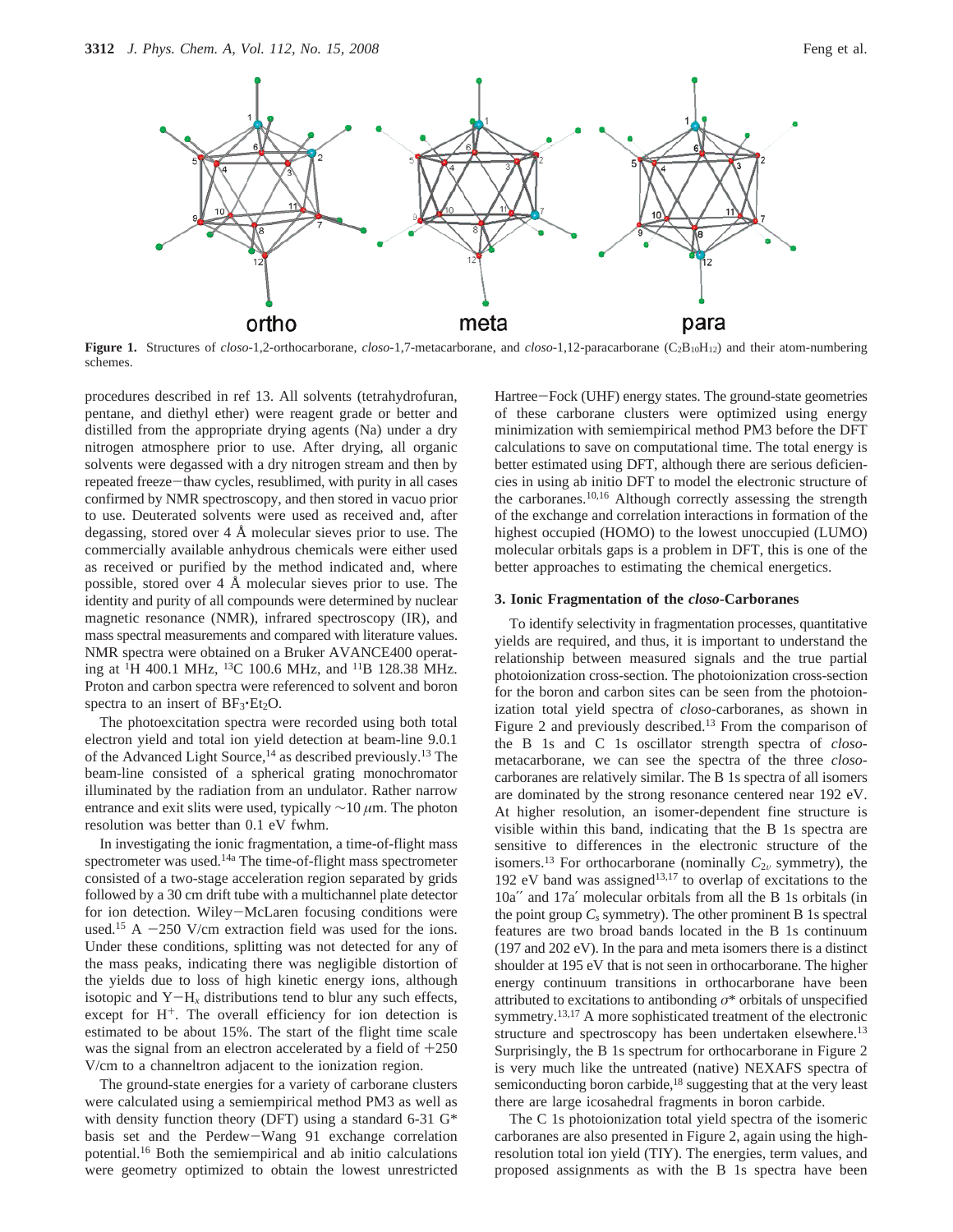**Figure 1.** Structures of *closo*-1,2-orthocarborane, *closo*-1,7-metacarborane, and *closo*-1,12-paracarborane ($C_2B_{10}H_{12}$) and their atom-numbering schemes.

procedures described in ref 13. All solvents (tetrahydrofuran, pentane, and diethyl ether) were reagent grade or better and distilled from the appropriate drying agents (Na) under a dry nitrogen atmosphere prior to use. After drying, all organic solvents were degassed with a dry nitrogen stream and then by repeated freeze−thaw cycles, resublimed, with purity in all cases confirmed by NMR spectroscopy, and then stored in vacuo prior to use. Deuterated solvents were used as received and, after degassing, stored over 4 Å molecular sieves prior to use. The commercially available anhydrous chemicals were either used as received or purified by the method indicated and, where possible, stored over 4 Å molecular sieves prior to use. The identity and purity of all compounds were determined by nuclear magnetic resonance (NMR), infrared spectroscopy (IR), and mass spectral measurements and compared with literature values. NMR spectra were obtained on a Bruker AVANCE400 operating at $^1$H 400.1 MHz, $^{13}$C 100.6 MHz, and $^{11}$B 128.38 MHz. Proton and carbon spectra were referenced to solvent and boron spectra to an insert of $BF_3{\cdot}Et_2O$.

The photoexcitation spectra were recorded using both total electron yield and total ion yield detection at beam-line 9.0.1 of the Advanced Light Source,[14] as described previously.[13] The beam-line consisted of a spherical grating monochromator illuminated by the radiation from an undulator. Rather narrow entrance and exit slits were used, typically ~10 $\mu$m. The photon resolution was better than 0.1 eV fwhm.

In investigating the ionic fragmentation, a time-of-flight mass spectrometer was used.[14a] The time-of-flight mass spectrometer consisted of a two-stage acceleration region separated by grids followed by a 30 cm drift tube with a multichannel plate detector for ion detection. Wiley−McLaren focusing conditions were used.[15] A −250 V/cm extraction field was used for the ions. Under these conditions, splitting was not detected for any of the mass peaks, indicating there was negligible distortion of the yields due to loss of high kinetic energy ions, although isotopic and Y−$H_x$ distributions tend to blur any such effects, except for $H^+$. The overall efficiency for ion detection is estimated to be about 15%. The start of the flight time scale was the signal from an electron accelerated by a field of +250 V/cm to a channeltron adjacent to the ionization region.

The ground-state energies for a variety of carborane clusters were calculated using a semiempirical method PM3 as well as with density function theory (DFT) using a standard 6-31 G* basis set and the Perdew−Wang 91 exchange correlation potential.[16] Both the semiempirical and ab initio calculations were geometry optimized to obtain the lowest unrestricted Hartree−Fock (UHF) energy states. The ground-state geometries of these carborane clusters were optimized using energy minimization with semiempirical method PM3 before the DFT calculations to save on computational time. The total energy is better estimated using DFT, although there are serious deficiencies in using ab initio DFT to model the electronic structure of the carboranes.[10,16] Although correctly assessing the strength of the exchange and correlation interactions in formation of the highest occupied (HOMO) to the lowest unoccupied (LUMO) molecular orbitals gaps is a problem in DFT, this is one of the better approaches to estimating the chemical energetics.

### 3. Ionic Fragmentation of the *closo*-Carboranes

To identify selectivity in fragmentation processes, quantitative yields are required, and thus, it is important to understand the relationship between measured signals and the true partial photoionization cross-section. The photoionization cross-section for the boron and carbon sites can be seen from the photoionization total yield spectra of *closo*-carboranes, as shown in Figure 2 and previously described.[13] From the comparison of the B 1s and C 1s oscillator strength spectra of *closo*-metacarborane, we can see the spectra of the three *closo*-carboranes are relatively similar. The B 1s spectra of all isomers are dominated by the strong resonance centered near 192 eV. At higher resolution, an isomer-dependent fine structure is visible within this band, indicating that the B 1s spectra are sensitive to differences in the electronic structure of the isomers.[13] For orthocarborane (nominally $C_{2v}$ symmetry), the 192 eV band was assigned[13,17] to overlap of excitations to the 10a′′ and 17a′ molecular orbitals from all the B 1s orbitals (in the point group $C_s$ symmetry). The other prominent B 1s spectral features are two broad bands located in the B 1s continuum (197 and 202 eV). In the para and meta isomers there is a distinct shoulder at 195 eV that is not seen in orthocarborane. The higher energy continuum transitions in orthocarborane have been attributed to excitations to antibonding $\sigma$* orbitals of unspecified symmetry.[13,17] A more sophisticated treatment of the electronic structure and spectroscopy has been undertaken elsewhere.[13] Surprisingly, the B 1s spectrum for orthocarborane in Figure 2 is very much like the untreated (native) NEXAFS spectra of semiconducting boron carbide,[18] suggesting that at the very least there are large icosahedral fragments in boron carbide.

The C 1s photoionization total yield spectra of the isomeric carboranes are also presented in Figure 2, again using the high-resolution total ion yield (TIY). The energies, term values, and proposed assignments as with the B 1s spectra have been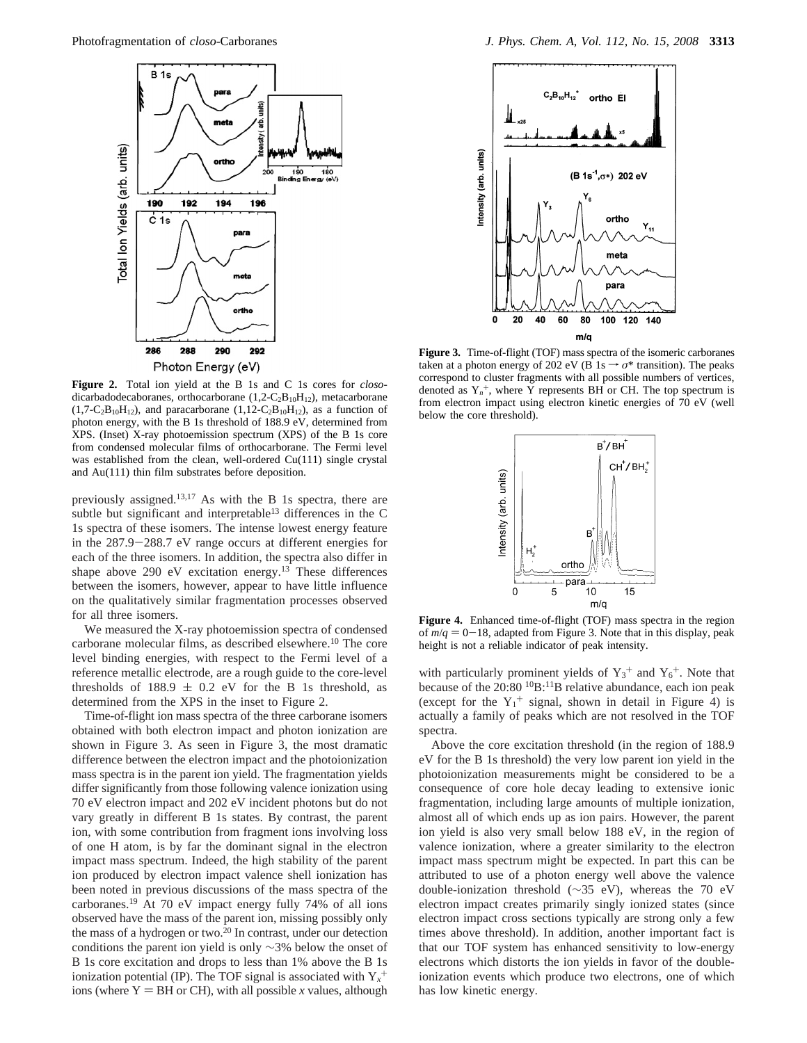**Figure 2.** Total ion yield at the B 1s and C 1s cores for *closo*-dicarbadodecaboranes, orthocarborane (1,2-$C_2B_{10}H_{12}$), metacarborane (1,7-$C_2B_{10}H_{12}$), and paracarborane (1,12-$C_2B_{10}H_{12}$), as a function of photon energy, with the B 1s threshold of 188.9 eV, determined from XPS. (Inset) X-ray photoemission spectrum (XPS) of the B 1s core from condensed molecular films of orthocarborane. The Fermi level was established from the clean, well-ordered Cu(111) single crystal and Au(111) thin film substrates before deposition.

previously assigned.[13,17] As with the B 1s spectra, there are subtle but significant and interpretable[13] differences in the C 1s spectra of these isomers. The intense lowest energy feature in the 287.9−288.7 eV range occurs at different energies for each of the three isomers. In addition, the spectra also differ in shape above 290 eV excitation energy.[13] These differences between the isomers, however, appear to have little influence on the qualitatively similar fragmentation processes observed for all three isomers.

We measured the X-ray photoemission spectra of condensed carborane molecular films, as described elsewhere.[10] The core level binding energies, with respect to the Fermi level of a reference metallic electrode, are a rough guide to the core-level thresholds of 188.9 ± 0.2 eV for the B 1s threshold, as determined from the XPS in the inset to Figure 2.

Time-of-flight ion mass spectra of the three carborane isomers obtained with both electron impact and photon ionization are shown in Figure 3. As seen in Figure 3, the most dramatic difference between the electron impact and the photoionization mass spectra is in the parent ion yield. The fragmentation yields differ significantly from those following valence ionization using 70 eV electron impact and 202 eV incident photons but do not vary greatly in different B 1s states. By contrast, the parent ion, with some contribution from fragment ions involving loss of one H atom, is by far the dominant signal in the electron impact mass spectrum. Indeed, the high stability of the parent ion produced by electron impact valence shell ionization has been noted in previous discussions of the mass spectra of the carboranes.[19] At 70 eV impact energy fully 74% of all ions observed have the mass of the parent ion, missing possibly only the mass of a hydrogen or two.[20] In contrast, under our detection conditions the parent ion yield is only ∼3% below the onset of B 1s core excitation and drops to less than 1% above the B 1s ionization potential (IP). The TOF signal is associated with $Y_x^+$ ions (where Y = BH or CH), with all possible *x* values, although

**Figure 3.** Time-of-flight (TOF) mass spectra of the isomeric carboranes taken at a photon energy of 202 eV (B 1s → $\sigma^*$ transition). The peaks correspond to cluster fragments with all possible numbers of vertices, denoted as $Y_n^+$, where Y represents BH or CH. The top spectrum is from electron impact using electron kinetic energies of 70 eV (well below the core threshold).

**Figure 4.** Enhanced time-of-flight (TOF) mass spectra in the region of $m/q$ = 0−18, adapted from Figure 3. Note that in this display, peak height is not a reliable indicator of peak intensity.

with particularly prominent yields of $Y_3^+$ and $Y_6^+$. Note that because of the 20:80 $^{10}B$:$^{11}B$ relative abundance, each ion peak (except for the $Y_1^+$ signal, shown in detail in Figure 4) is actually a family of peaks which are not resolved in the TOF spectra.

Above the core excitation threshold (in the region of 188.9 eV for the B 1s threshold) the very low parent ion yield in the photoionization measurements might be considered to be a consequence of core hole decay leading to extensive ionic fragmentation, including large amounts of multiple ionization, almost all of which ends up as ion pairs. However, the parent ion yield is also very small below 188 eV, in the region of valence ionization, where a greater similarity to the electron impact mass spectrum might be expected. In part this can be attributed to use of a photon energy well above the valence double-ionization threshold (∼35 eV), whereas the 70 eV electron impact creates primarily singly ionized states (since electron impact cross sections typically are strong only a few times above threshold). In addition, another important fact is that our TOF system has enhanced sensitivity to low-energy electrons which distorts the ion yields in favor of the double-ionization events which produce two electrons, one of which has low kinetic energy.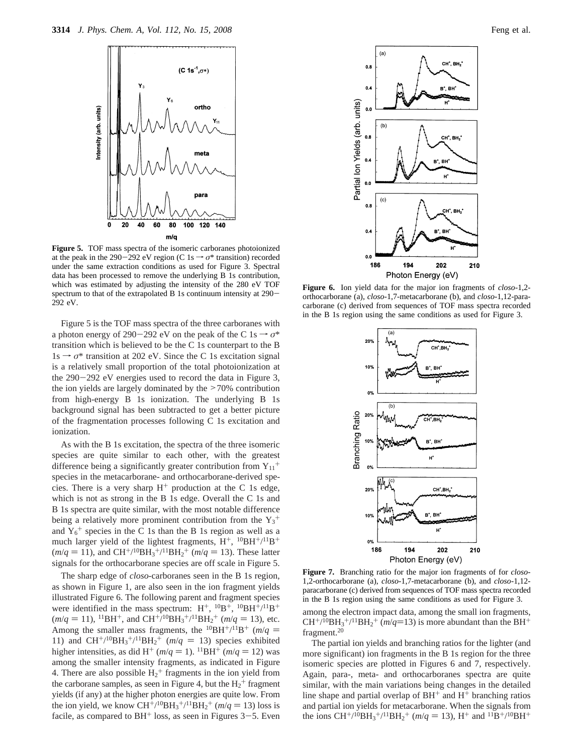**Figure 5.** TOF mass spectra of the isomeric carboranes photoionized at the peak in the 290−292 eV region (C 1s → σ* transition) recorded under the same extraction conditions as used for Figure 3. Spectral data has been processed to remove the underlying B 1s contribution, which was estimated by adjusting the intensity of the 280 eV TOF spectrum to that of the extrapolated B 1s continuum intensity at 290−292 eV.

Figure 5 is the TOF mass spectra of the three carboranes with a photon energy of 290−292 eV on the peak of the C 1s → σ* transition which is believed to be the C 1s counterpart to the B 1s → σ* transition at 202 eV. Since the C 1s excitation signal is a relatively small proportion of the total photoionization at the 290−292 eV energies used to record the data in Figure 3, the ion yields are largely dominated by the >70% contribution from high-energy B 1s ionization. The underlying B 1s background signal has been subtracted to get a better picture of the fragmentation processes following C 1s excitation and ionization.

As with the B 1s excitation, the spectra of the three isomeric species are quite similar to each other, with the greatest difference being a significantly greater contribution from $Y_{11}^+$ species in the metacarborane- and orthocarborane-derived species. There is a very sharp $H^+$ production at the C 1s edge, which is not as strong in the B 1s edge. Overall the C 1s and B 1s spectra are quite similar, with the most notable difference being a relatively more prominent contribution from the $Y_3^+$ and $Y_6^+$ species in the C 1s than the B 1s region as well as a much larger yield of the lightest fragments, $H^+$, $^{10}BH^+/^{11}B^+$ ($m/q = 11$), and $CH^+/^{10}BH_3^+/^{11}BH_2^+$ ($m/q = 13$). These latter signals for the orthocarborane species are off scale in Figure 5.

The sharp edge of *closo*-carboranes seen in the B 1s region, as shown in Figure 1, are also seen in the ion fragment yields illustrated Figure 6. The following parent and fragment species were identified in the mass spectrum: $H^+$, $^{10}B^+$, $^{10}BH^+/^{11}B^+$ ($m/q = 11$), $^{11}BH^+$, and $CH^+/^{10}BH_3^+/^{11}BH_2^+$ ($m/q = 13$), etc. Among the smaller mass fragments, the $^{10}BH^+/^{11}B^+$ ($m/q = 11$) and $CH^+/^{10}BH_3^+/^{11}BH_2^+$ ($m/q = 13$) species exhibited higher intensities, as did $H^+$ ($m/q = 1$). $^{11}BH^+$ ($m/q = 12$) was among the smaller intensity fragments, as indicated in Figure 4. There are also possible $H_2^+$ fragments in the ion yield from the carborane samples, as seen in Figure 4, but the $H_2^+$ fragment yields (if any) at the higher photon energies are quite low. From the ion yield, we know $CH^+/^{10}BH_3^+/^{11}BH_2^+$ ($m/q = 13$) loss is facile, as compared to $BH^+$ loss, as seen in Figures 3−5. Even among the electron impact data, among the small ion fragments, $CH^+/^{10}BH_3^+/^{11}BH_2^+$ ($m/q$=13) is more abundant than the $BH^+$ fragment.[20]

**Figure 6.** Ion yield data for the major ion fragments of *closo*-1,2-orthocarborane (a), *closo*-1,7-metacarborane (b), and *closo*-1,12-paracarborane (c) derived from sequences of TOF mass spectra recorded in the B 1s region using the same conditions as used for Figure 3.

**Figure 7.** Branching ratio for the major ion fragments of for *closo*-1,2-orthocarborane (a), *closo*-1,7-metacarborane (b), and *closo*-1,12-paracarborane (c) derived from sequences of TOF mass spectra recorded in the B 1s region using the same conditions as used for Figure 3.

The partial ion yields and branching ratios for the lighter (and more significant) ion fragments in the B 1s region for the three isomeric species are plotted in Figures 6 and 7, respectively. Again, para-, meta- and orthocarboranes spectra are quite similar, with the main variations being changes in the detailed line shape and partial overlap of $BH^+$ and $H^+$ branching ratios and partial ion yields for metacarborane. When the signals from the ions $CH^+/^{10}BH_3^+/^{11}BH_2^+$ ($m/q = 13$), $H^+$ and $^{11}B^+/^{10}BH^+$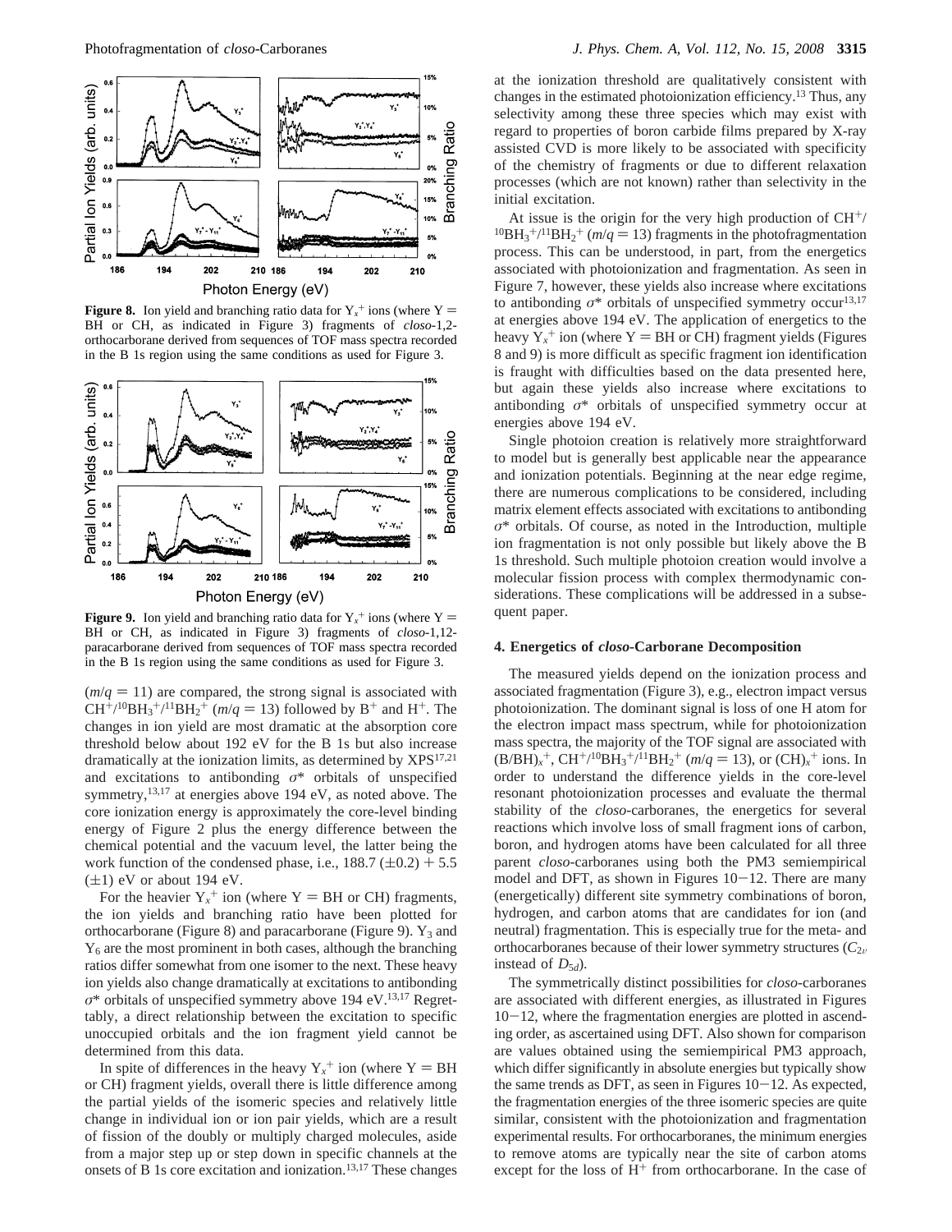**Figure 8.** Ion yield and branching ratio data for $Y_x^+$ ions (where Y = BH or CH, as indicated in Figure 3) fragments of *closo*-1,2-orthocarborane derived from sequences of TOF mass spectra recorded in the B 1s region using the same conditions as used for Figure 3.

**Figure 9.** Ion yield and branching ratio data for $Y_x^+$ ions (where Y = BH or CH, as indicated in Figure 3) fragments of *closo*-1,12-paracarborane derived from sequences of TOF mass spectra recorded in the B 1s region using the same conditions as used for Figure 3.

($m/q$ = 11) are compared, the strong signal is associated with $CH^+/^{10}BH_3^+/^{11}BH_2^+$ ($m/q$ = 13) followed by $B^+$ and $H^+$. The changes in ion yield are most dramatic at the absorption core threshold below about 192 eV for the B 1s but also increase dramatically at the ionization limits, as determined by XPS[17,21] and excitations to antibonding $\sigma^*$ orbitals of unspecified symmetry,[13,17] at energies above 194 eV, as noted above. The core ionization energy is approximately the core-level binding energy of Figure 2 plus the energy difference between the chemical potential and the vacuum level, the latter being the work function of the condensed phase, i.e., 188.7 (±0.2) + 5.5 (±1) eV or about 194 eV.

For the heavier $Y_x^+$ ion (where Y = BH or CH) fragments, the ion yields and branching ratio have been plotted for orthocarborane (Figure 8) and paracarborane (Figure 9). $Y_3$ and $Y_6$ are the most prominent in both cases, although the branching ratios differ somewhat from one isomer to the next. These heavy ion yields also change dramatically at excitations to antibonding $\sigma^*$ orbitals of unspecified symmetry above 194 eV.[13,17] Regrettably, a direct relationship between the excitation to specific unoccupied orbitals and the ion fragment yield cannot be determined from this data.

In spite of differences in the heavy $Y_x^+$ ion (where Y = BH or CH) fragment yields, overall there is little difference among the partial yields of the isomeric species and relatively little change in individual ion or ion pair yields, which are a result of fission of the doubly or multiply charged molecules, aside from a major step up or step down in specific channels at the onsets of B 1s core excitation and ionization.[13,17] These changes at the ionization threshold are qualitatively consistent with changes in the estimated photoionization efficiency.[13] Thus, any selectivity among these three species which may exist with regard to properties of boron carbide films prepared by X-ray assisted CVD is more likely to be associated with specificity of the chemistry of fragments or due to different relaxation processes (which are not known) rather than selectivity in the initial excitation.

At issue is the origin for the very high production of $CH^+/^{10}BH_3^+/^{11}BH_2^+$ ($m/q$ = 13) fragments in the photofragmentation process. This can be understood, in part, from the energetics associated with photoionization and fragmentation. As seen in Figure 7, however, these yields also increase where excitations to antibonding $\sigma^*$ orbitals of unspecified symmetry occur[13,17] at energies above 194 eV. The application of energetics to the heavy $Y_x^+$ ion (where Y = BH or CH) fragment yields (Figures 8 and 9) is more difficult as specific fragment ion identification is fraught with difficulties based on the data presented here, but again these yields also increase where excitations to antibonding $\sigma^*$ orbitals of unspecified symmetry occur at energies above 194 eV.

Single photoion creation is relatively more straightforward to model but is generally best applicable near the appearance and ionization potentials. Beginning at the near edge regime, there are numerous complications to be considered, including matrix element effects associated with excitations to antibonding $\sigma^*$ orbitals. Of course, as noted in the Introduction, multiple ion fragmentation is not only possible but likely above the B 1s threshold. Such multiple photoion creation would involve a molecular fission process with complex thermodynamic considerations. These complications will be addressed in a subsequent paper.

## 4. Energetics of *closo*-Carborane Decomposition

The measured yields depend on the ionization process and associated fragmentation (Figure 3), e.g., electron impact versus photoionization. The dominant signal is loss of one H atom for the electron impact mass spectrum, while for photoionization mass spectra, the majority of the TOF signal are associated with $(B/BH)_x^+$, $CH^+/^{10}BH_3^+/^{11}BH_2^+$ ($m/q$ = 13), or $(CH)_x^+$ ions. In order to understand the difference yields in the core-level resonant photoionization processes and evaluate the thermal stability of the *closo*-carboranes, the energetics for several reactions which involve loss of small fragment ions of carbon, boron, and hydrogen atoms have been calculated for all three parent *closo*-carboranes using both the PM3 semiempirical model and DFT, as shown in Figures 10−12. There are many (energetically) different site symmetry combinations of boron, hydrogen, and carbon atoms that are candidates for ion (and neutral) fragmentation. This is especially true for the meta- and orthocarboranes because of their lower symmetry structures ($C_{2v}$ instead of $D_{5d}$).

The symmetrically distinct possibilities for *closo*-carboranes are associated with different energies, as illustrated in Figures 10−12, where the fragmentation energies are plotted in ascending order, as ascertained using DFT. Also shown for comparison are values obtained using the semiempirical PM3 approach, which differ significantly in absolute energies but typically show the same trends as DFT, as seen in Figures 10−12. As expected, the fragmentation energies of the three isomeric species are quite similar, consistent with the photoionization and fragmentation experimental results. For orthocarboranes, the minimum energies to remove atoms are typically near the site of carbon atoms except for the loss of $H^+$ from orthocarborane. In the case of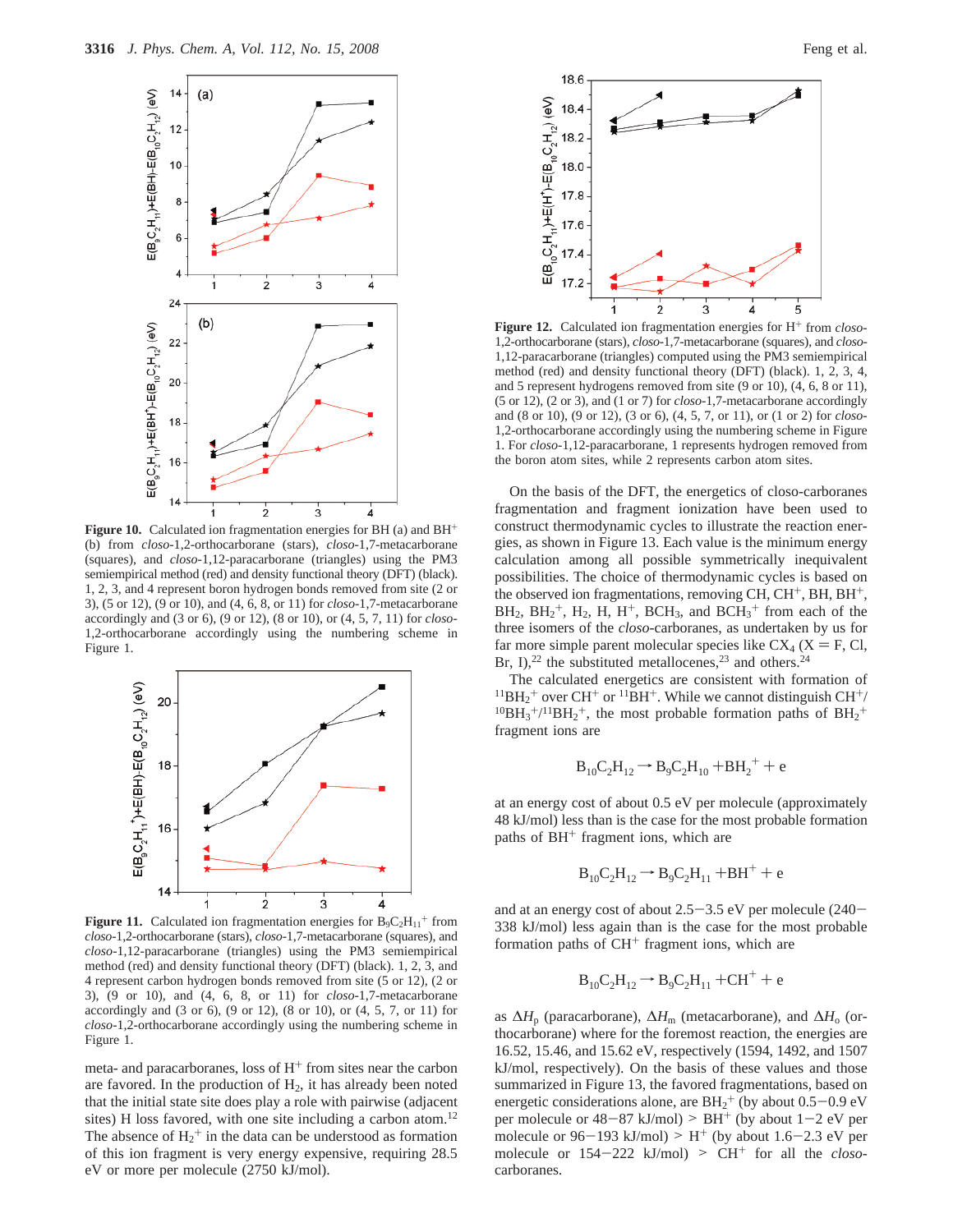Figure 10. Calculated ion fragmentation energies for BH (a) and $BH^+$ (b) from *closo*-1,2-orthocarborane (stars), *closo*-1,7-metacarborane (squares), and *closo*-1,12-paracarborane (triangles) using the PM3 semiempirical method (red) and density functional theory (DFT) (black). 1, 2, 3, and 4 represent boron hydrogen bonds removed from site (2 or 3), (5 or 12), (9 or 10), and (4, 6, 8, or 11) for *closo*-1,7-metacarborane accordingly and (3 or 6), (9 or 12), (8 or 10), or (4, 5, 7, 11) for *closo*-1,2-orthocarborane accordingly using the numbering scheme in Figure 1.

Figure 11. Calculated ion fragmentation energies for $B_9C_2H_{11}^+$ from *closo*-1,2-orthocarborane (stars), *closo*-1,7-metacarborane (squares), and *closo*-1,12-paracarborane (triangles) using the PM3 semiempirical method (red) and density functional theory (DFT) (black). 1, 2, 3, and 4 represent carbon hydrogen bonds removed from site (5 or 12), (2 or 3), (9 or 10), and (4, 6, 8, or 11) for *closo*-1,7-metacarborane accordingly and (3 or 6), (9 or 12), (8 or 10), or (4, 5, 7, or 11) for *closo*-1,2-orthocarborane accordingly using the numbering scheme in Figure 1.

meta- and paracarboranes, loss of $H^+$ from sites near the carbon are favored. In the production of $H_2$, it has already been noted that the initial state site does play a role with pairwise (adjacent sites) H loss favored, with one site including a carbon atom.[12] The absence of $H_2^+$ in the data can be understood as formation of this ion fragment is very energy expensive, requiring 28.5 eV or more per molecule (2750 kJ/mol).

Figure 12. Calculated ion fragmentation energies for $H^+$ from *closo*-1,2-orthocarborane (stars), *closo*-1,7-metacarborane (squares), and *closo*-1,12-paracarborane (triangles) computed using the PM3 semiempirical method (red) and density functional theory (DFT) (black). 1, 2, 3, 4, and 5 represent hydrogens removed from site (9 or 10), (4, 6, 8 or 11), (5 or 12), (2 or 3), and (1 or 7) for *closo*-1,7-metacarborane accordingly and (8 or 10), (9 or 12), (3 or 6), (4, 5, 7, or 11), or (1 or 2) for *closo*-1,2-orthocarborane accordingly using the numbering scheme in Figure 1. For *closo*-1,12-paracarborane, 1 represents hydrogen removed from the boron atom sites, while 2 represents carbon atom sites.

On the basis of the DFT, the energetics of closo-carboranes fragmentation and fragment ionization have been used to construct thermodynamic cycles to illustrate the reaction energies, as shown in Figure 13. Each value is the minimum energy calculation among all possible symmetrically inequivalent possibilities. The choice of thermodynamic cycles is based on the observed ion fragmentations, removing CH, $CH^+$, BH, $BH^+$, $BH_2$, $BH_2^+$, $H_2$, H, $H^+$, $BCH_3$, and $BCH_3^+$ from each of the three isomers of the *closo*-carboranes, as undertaken by us for far more simple parent molecular species like $CX_4$ (X = F, Cl, Br, I),[22] the substituted metallocenes,[23] and others.[24]

The calculated energetics are consistent with formation of $^{11}BH_2^+$ over $CH^+$ or $^{11}BH^+$. While we cannot distinguish $CH^+$/$^{10}BH_3^+$/$^{11}BH_2^+$, the most probable formation paths of $BH_2^+$ fragment ions are

$$B_{10}C_2H_{12} \rightarrow B_9C_2H_{10} + BH_2^+ + e$$

at an energy cost of about 0.5 eV per molecule (approximately 48 kJ/mol) less than is the case for the most probable formation paths of $BH^+$ fragment ions, which are

$$B_{10}C_2H_{12} \rightarrow B_9C_2H_{11} + BH^+ + e$$

and at an energy cost of about 2.5−3.5 eV per molecule (240−338 kJ/mol) less again than is the case for the most probable formation paths of $CH^+$ fragment ions, which are

$$B_{10}C_2H_{12} \rightarrow B_9C_2H_{11} + CH^+ + e$$

as $\Delta H_p$ (paracarborane), $\Delta H_m$ (metacarborane), and $\Delta H_o$ (orthocarborane) where for the foremost reaction, the energies are 16.52, 15.46, and 15.62 eV, respectively (1594, 1492, and 1507 kJ/mol, respectively). On the basis of these values and those summarized in Figure 13, the favored fragmentations, based on energetic considerations alone, are $BH_2^+$ (by about 0.5−0.9 eV per molecule or 48−87 kJ/mol) > $BH^+$ (by about 1−2 eV per molecule or 96−193 kJ/mol) > $H^+$ (by about 1.6−2.3 eV per molecule or 154−222 kJ/mol) > $CH^+$ for all the *closo*-carboranes.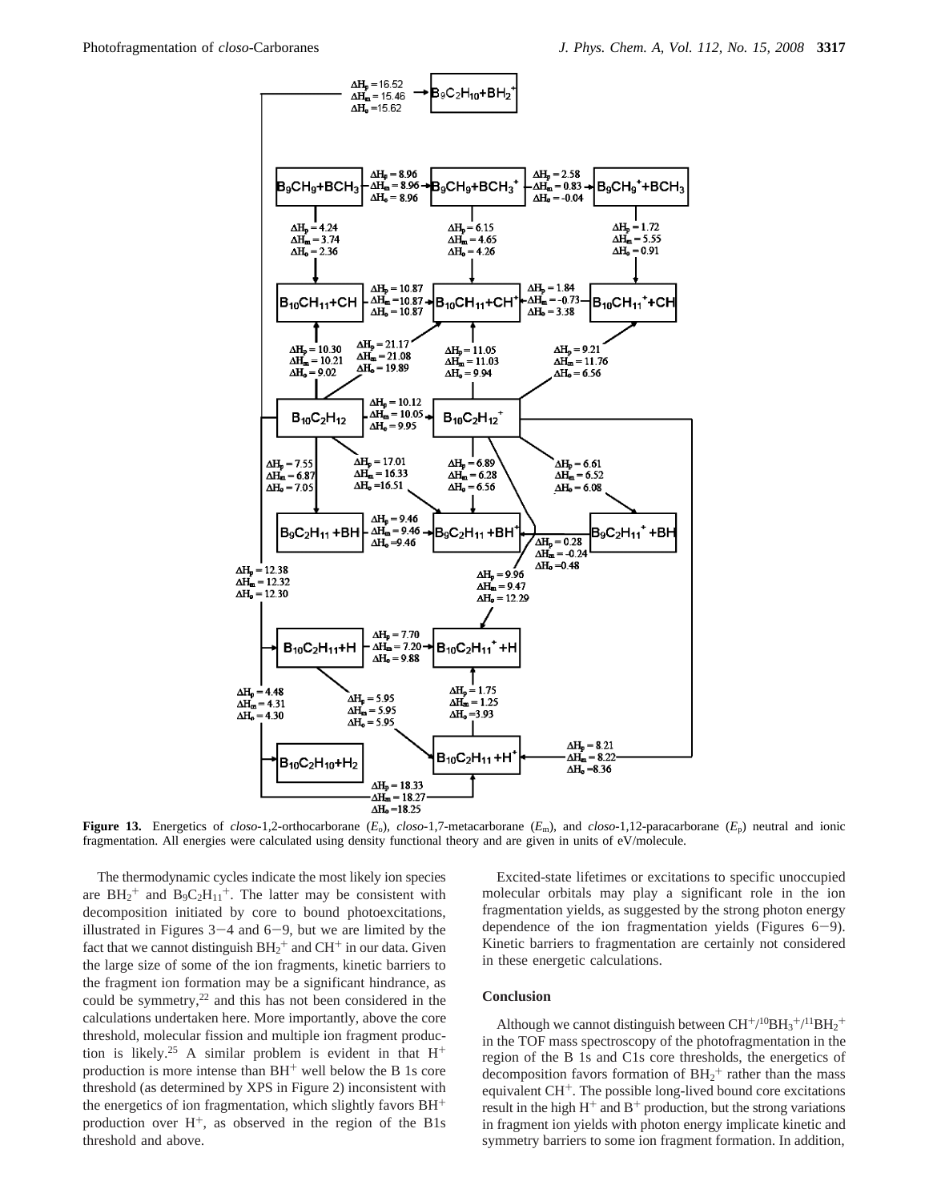**Figure 13.** Energetics of *closo*-1,2-orthocarborane ($E_o$), *closo*-1,7-metacarborane ($E_m$), and *closo*-1,12-paracarborane ($E_p$) neutral and ionic fragmentation. All energies were calculated using density functional theory and are given in units of eV/molecule.

The thermodynamic cycles indicate the most likely ion species are $BH_2^+$ and $B_9C_2H_{11}^+$. The latter may be consistent with decomposition initiated by core to bound photoexcitations, illustrated in Figures 3−4 and 6−9, but we are limited by the fact that we cannot distinguish $BH_2^+$ and $CH^+$ in our data. Given the large size of some of the ion fragments, kinetic barriers to the fragment ion formation may be a significant hindrance, as could be symmetry,[22] and this has not been considered in the calculations undertaken here. More importantly, above the core threshold, molecular fission and multiple ion fragment production is likely.[25] A similar problem is evident in that $H^+$ production is more intense than $BH^+$ well below the B 1s core threshold (as determined by XPS in Figure 2) inconsistent with the energetics of ion fragmentation, which slightly favors $BH^+$ production over $H^+$, as observed in the region of the B1s threshold and above.

Excited-state lifetimes or excitations to specific unoccupied molecular orbitals may play a significant role in the ion fragmentation yields, as suggested by the strong photon energy dependence of the ion fragmentation yields (Figures 6−9). Kinetic barriers to fragmentation are certainly not considered in these energetic calculations.

## Conclusion

Although we cannot distinguish between $CH^+$/$^{10}BH_3^+$/$^{11}BH_2^+$ in the TOF mass spectroscopy of the photofragmentation in the region of the B 1s and C1s core thresholds, the energetics of decomposition favors formation of $BH_2^+$ rather than the mass equivalent $CH^+$. The possible long-lived bound core excitations result in the high $H^+$ and $B^+$ production, but the strong variations in fragment ion yields with photon energy implicate kinetic and symmetry barriers to some ion fragment formation. In addition,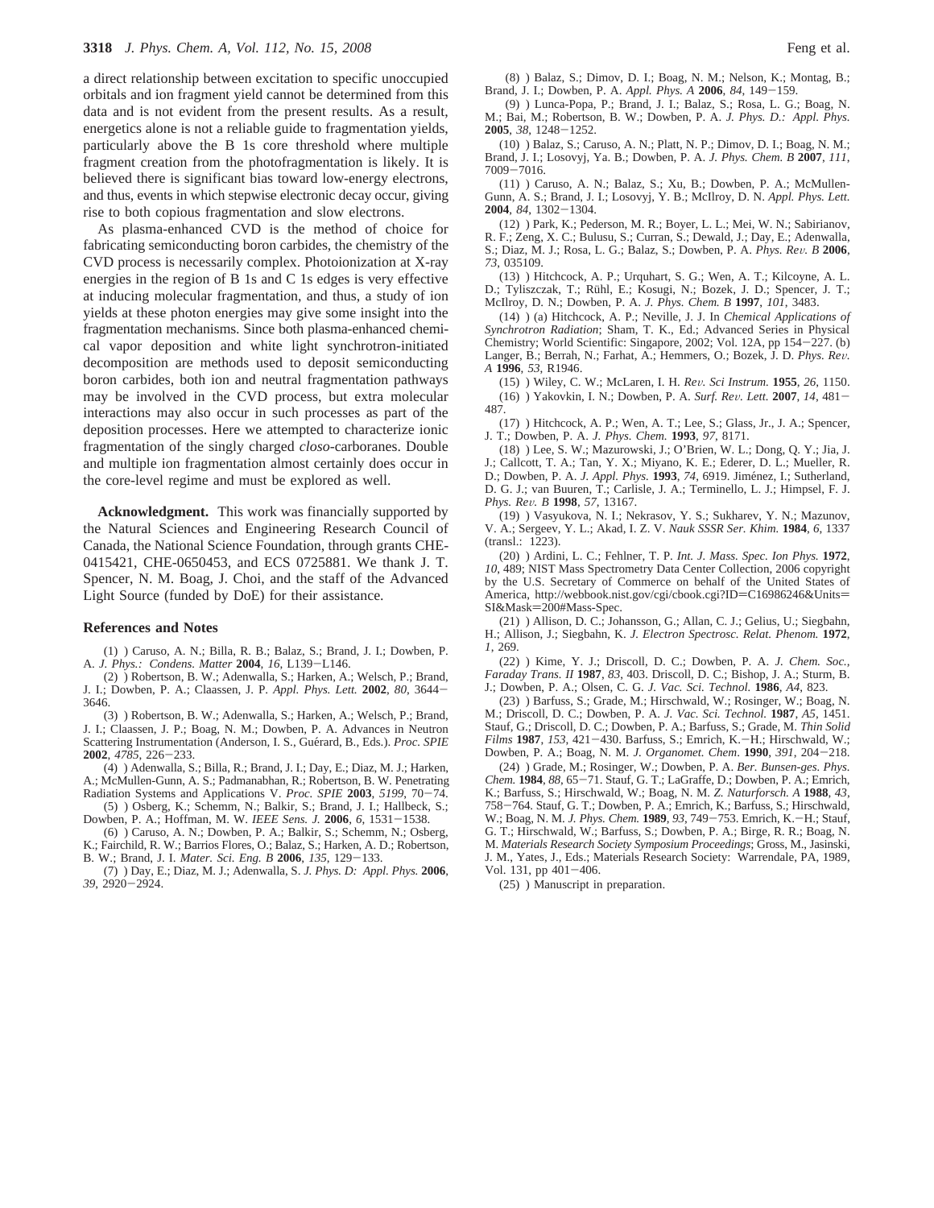a direct relationship between excitation to specific unoccupied orbitals and ion fragment yield cannot be determined from this data and is not evident from the present results. As a result, energetics alone is not a reliable guide to fragmentation yields, particularly above the B 1s core threshold where multiple fragment creation from the photofragmentation is likely. It is believed there is significant bias toward low-energy electrons, and thus, events in which stepwise electronic decay occur, giving rise to both copious fragmentation and slow electrons.

As plasma-enhanced CVD is the method of choice for fabricating semiconducting boron carbides, the chemistry of the CVD process is necessarily complex. Photoionization at X-ray energies in the region of B 1s and C 1s edges is very effective at inducing molecular fragmentation, and thus, a study of ion yields at these photon energies may give some insight into the fragmentation mechanisms. Since both plasma-enhanced chemical vapor deposition and white light synchrotron-initiated decomposition are methods used to deposit semiconducting boron carbides, both ion and neutral fragmentation pathways may be involved in the CVD process, but extra molecular interactions may also occur in such processes as part of the deposition processes. Here we attempted to characterize ionic fragmentation of the singly charged *closo*-carboranes. Double and multiple ion fragmentation almost certainly does occur in the core-level regime and must be explored as well.

**Acknowledgment.** This work was financially supported by the Natural Sciences and Engineering Research Council of Canada, the National Science Foundation, through grants CHE-0415421, CHE-0650453, and ECS 0725881. We thank J. T. Spencer, N. M. Boag, J. Choi, and the staff of the Advanced Light Source (funded by DoE) for their assistance.

### References and Notes

(1) ) Caruso, A. N.; Billa, R. B.; Balaz, S.; Brand, J. I.; Dowben, P. A. *J. Phys.: Condens. Matter* **2004**, *16*, L139−L146.

(2) ) Robertson, B. W.; Adenwalla, S.; Harken, A.; Welsch, P.; Brand, J. I.; Dowben, P. A.; Claassen, J. P. *Appl. Phys. Lett.* **2002**, *80*, 3644−3646.

(3) ) Robertson, B. W.; Adenwalla, S.; Harken, A.; Welsch, P.; Brand, J. I.; Claassen, J. P.; Boag, N. M.; Dowben, P. A. Advances in Neutron Scattering Instrumentation (Anderson, I. S., Guérard, B., Eds.). *Proc. SPIE* **2002**, *4785*, 226−233.

(4) ) Adenwalla, S.; Billa, R.; Brand, J. I.; Day, E.; Diaz, M. J.; Harken, A.; McMullen-Gunn, A. S.; Padmanabhan, R.; Robertson, B. W. Penetrating Radiation Systems and Applications V. *Proc. SPIE* **2003**, *5199*, 70−74.

(5) ) Osberg, K.; Schemm, N.; Balkir, S.; Brand, J. I.; Hallbeck, S.; Dowben, P. A.; Hoffman, M. W. *IEEE Sens. J.* **2006**, *6*, 1531−1538.

(6) ) Caruso, A. N.; Dowben, P. A.; Balkir, S.; Schemm, N.; Osberg, K.; Fairchild, R. W.; Barrios Flores, O.; Balaz, S.; Harken, A. D.; Robertson, B. W.; Brand, J. I. *Mater. Sci. Eng. B* **2006**, *135*, 129−133.

(7) ) Day, E.; Diaz, M. J.; Adenwalla, S. *J. Phys. D: Appl. Phys.* **2006**, *39*, 2920−2924.

(8) ) Balaz, S.; Dimov, D. I.; Boag, N. M.; Nelson, K.; Montag, B.; Brand, J. I.; Dowben, P. A. *Appl. Phys. A* **2006**, *84*, 149−159.

(9) ) Lunca-Popa, P.; Brand, J. I.; Balaz, S.; Rosa, L. G.; Boag, N. M.; Bai, M.; Robertson, B. W.; Dowben, P. A. *J. Phys. D.: Appl. Phys.* **2005**, *38*, 1248−1252.

(10) ) Balaz, S.; Caruso, A. N.; Platt, N. P.; Dimov, D. I.; Boag, N. M.; Brand, J. I.; Losovyj, Ya. B.; Dowben, P. A. *J. Phys. Chem. B* **2007**, *111*, 7009−7016.

(11) ) Caruso, A. N.; Balaz, S.; Xu, B.; Dowben, P. A.; McMullen-Gunn, A. S.; Brand, J. I.; Losovyj, Y. B.; McIlroy, D. N. *Appl. Phys. Lett.* **2004**, *84*, 1302−1304.

(12) ) Park, K.; Pederson, M. R.; Boyer, L. L.; Mei, W. N.; Sabirianov, R. F.; Zeng, X. C.; Bulusu, S.; Curran, S.; Dewald, J.; Day, E.; Adenwalla, S.; Diaz, M. J.; Rosa, L. G.; Balaz, S.; Dowben, P. A. *Phys. Rev. B* **2006**, *73*, 035109.

(13) ) Hitchcock, A. P.; Urquhart, S. G.; Wen, A. T.; Kilcoyne, A. L. D.; Tyliszczak, T.; Rühl, E.; Kosugi, N.; Bozek, J. D.; Spencer, J. T.; McIlroy, D. N.; Dowben, P. A. *J. Phys. Chem. B* **1997**, *101*, 3483.

(14) ) (a) Hitchcock, A. P.; Neville, J. J. In *Chemical Applications of Synchrotron Radiation*; Sham, T. K., Ed.; Advanced Series in Physical Chemistry; World Scientific: Singapore, 2002; Vol. 12A, pp 154−227. (b) Langer, B.; Berrah, N.; Farhat, A.; Hemmers, O.; Bozek, J. D. *Phys. Rev. A* **1996**, *53*, R1946.

(15) ) Wiley, C. W.; McLaren, I. H. *Rev. Sci Instrum.* **1955**, *26*, 1150.

(16) ) Yakovkin, I. N.; Dowben, P. A. *Surf. Rev. Lett.* **2007**, *14*, 481−487.

(17) ) Hitchcock, A. P.; Wen, A. T.; Lee, S.; Glass, Jr., J. A.; Spencer, J. T.; Dowben, P. A. *J. Phys. Chem.* **1993**, *97*, 8171.

(18) ) Lee, S. W.; Mazurowski, J.; O'Brien, W. L.; Dong, Q. Y.; Jia, J. J.; Callcott, T. A.; Tan, Y. X.; Miyano, K. E.; Ederer, D. L.; Mueller, R. D.; Dowben, P. A. *J. Appl. Phys.* **1993**, *74*, 6919. Jiménez, I.; Sutherland, D. G. J.; van Buuren, T.; Carlisle, J. A.; Terminello, L. J.; Himpsel, F. J. *Phys. Rev. B* **1998**, *57*, 13167.

(19) ) Vasyukova, N. I.; Nekrasov, Y. S.; Sukharev, Y. N.; Mazunov, V. A.; Sergeev, Y. L.; Akad, I. Z. V. *Nauk SSSR Ser. Khim.* **1984**, *6*, 1337 (transl.: 1223).

(20) ) Ardini, L. C.; Fehlner, T. P. *Int. J. Mass. Spec. Ion Phys.* **1972**, *10*, 489; NIST Mass Spectrometry Data Center Collection, 2006 copyright by the U.S. Secretary of Commerce on behalf of the United States of America, http://webbook.nist.gov/cgi/cbook.cgi?ID=C16986246&Units=SI&Mask=200#Mass-Spec.

(21) ) Allison, D. C.; Johansson, G.; Allan, C. J.; Gelius, U.; Siegbahn, H.; Allison, J.; Siegbahn, K. *J. Electron Spectrosc. Relat. Phenom.* **1972**, *1*, 269.

(22) ) Kime, Y. J.; Driscoll, D. C.; Dowben, P. A. *J. Chem. Soc., Faraday Trans. II* **1987**, *83*, 403. Driscoll, D. C.; Bishop, J. A.; Sturm, B. J.; Dowben, P. A.; Olsen, C. G. *J. Vac. Sci. Technol.* **1986**, *A4*, 823.

(23) ) Barfuss, S.; Grade, M.; Hirschwald, W.; Rosinger, W.; Boag, N. M.; Driscoll, D. C.; Dowben, P. A. *J. Vac. Sci. Technol.* **1987**, *A5*, 1451. Stauf, G.; Driscoll, D. C.; Dowben, P. A.; Barfuss, S.; Grade, M. *Thin Solid Films* **1987**, *153*, 421−430. Barfuss, S.; Emrich, K.−H.; Hirschwald, W.; Dowben, P. A.; Boag, N. M. *J. Organomet. Chem.* **1990**, *391*, 204−218.

(24) ) Grade, M.; Rosinger, W.; Dowben, P. A. *Ber. Bunsen-ges. Phys. Chem.* **1984**, *88*, 65−71. Stauf, G. T.; LaGraffe, D.; Dowben, P. A.; Emrich, K.; Barfuss, S.; Hirschwald, W.; Boag, N. M. *Z. Naturforsch. A* **1988**, *43*, 758−764. Stauf, G. T.; Dowben, P. A.; Emrich, K.; Barfuss, S.; Hirschwald, W.; Boag, N. M. *J. Phys. Chem.* **1989**, *93*, 749−753. Emrich, K.−H.; Stauf, G. T.; Hirschwald, W.; Barfuss, S.; Dowben, P. A.; Birge, R. R.; Boag, N. M. *Materials Research Society Symposium Proceedings*; Gross, M., Jasinski, J. M., Yates, J., Eds.; Materials Research Society: Warrendale, PA, 1989, Vol. 131, pp 401−406.

(25) ) Manuscript in preparation.